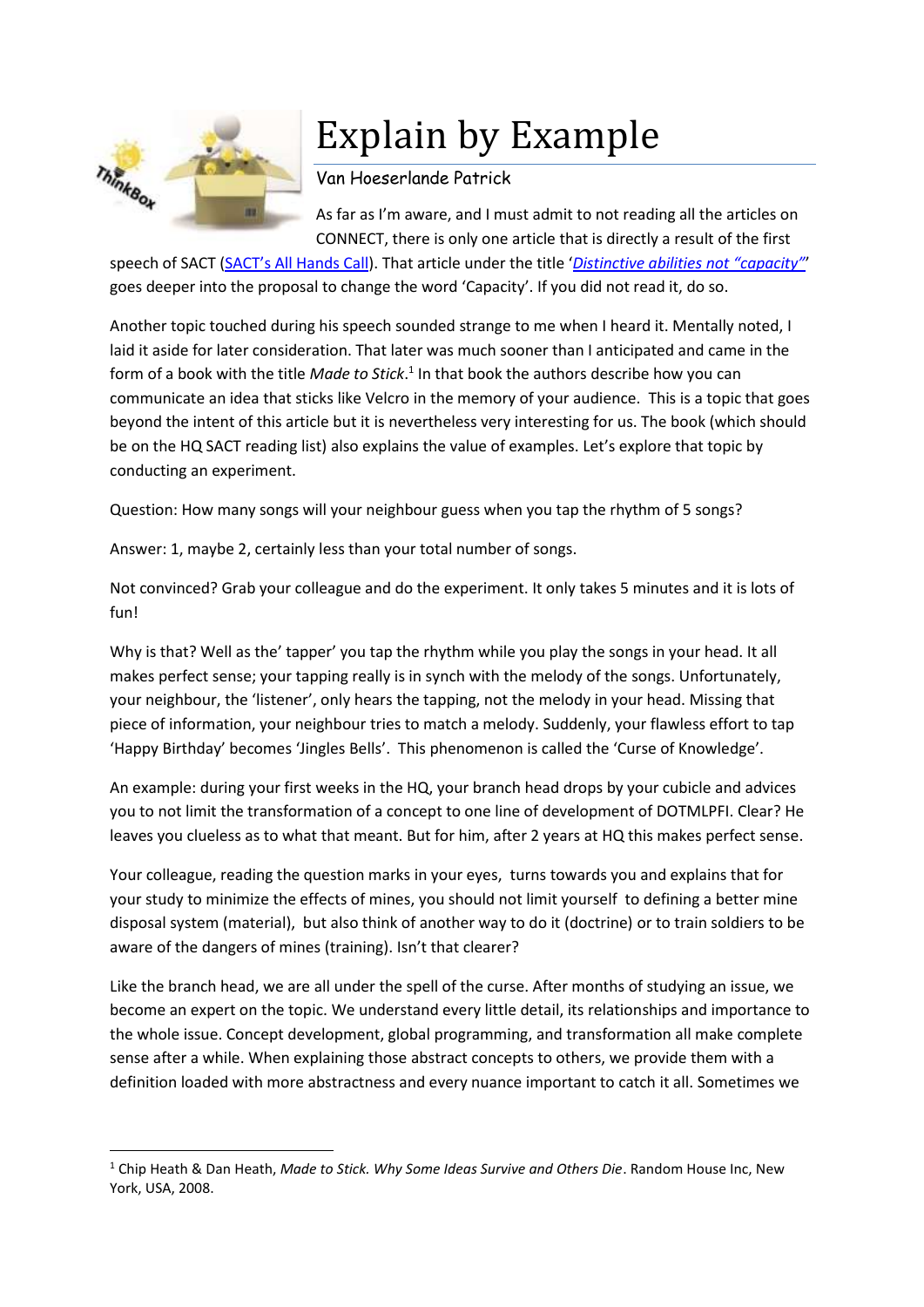# Explain by Example

Van Hoeserlande Patrick

As far as I'm aware, and I must admit to not reading all the articles on CONNECT, there is only one article that is directly a result of the first speech of SACT (SACT's All Hands Call). That article under the title '*Distinctive abilities not "capacity"*' goes deeper into the proposal to change the word 'Capacity'. If you did not read it, do so.

Another topic touched during his speech sounded strange to me when I heard it. Mentally noted, I laid it aside for later consideration. That later was much sooner than I anticipated and came in the form of a book with the title *Made to Stick*.[1] In that book the authors describe how you can communicate an idea that sticks like Velcro in the memory of your audience. This is a topic that goes beyond the intent of this article but it is nevertheless very interesting for us. The book (which should be on the HQ SACT reading list) also explains the value of examples. Let's explore that topic by conducting an experiment.

Question: How many songs will your neighbour guess when you tap the rhythm of 5 songs?

Answer: 1, maybe 2, certainly less than your total number of songs.

Not convinced? Grab your colleague and do the experiment. It only takes 5 minutes and it is lots of fun!

Why is that? Well as the' tapper' you tap the rhythm while you play the songs in your head. It all makes perfect sense; your tapping really is in synch with the melody of the songs. Unfortunately, your neighbour, the 'listener', only hears the tapping, not the melody in your head. Missing that piece of information, your neighbour tries to match a melody. Suddenly, your flawless effort to tap 'Happy Birthday' becomes 'Jingles Bells'. This phenomenon is called the 'Curse of Knowledge'.

An example: during your first weeks in the HQ, your branch head drops by your cubicle and advices you to not limit the transformation of a concept to one line of development of DOTMLPFI. Clear? He leaves you clueless as to what that meant. But for him, after 2 years at HQ this makes perfect sense.

Your colleague, reading the question marks in your eyes, turns towards you and explains that for your study to minimize the effects of mines, you should not limit yourself to defining a better mine disposal system (material), but also think of another way to do it (doctrine) or to train soldiers to be aware of the dangers of mines (training). Isn't that clearer?

Like the branch head, we are all under the spell of the curse. After months of studying an issue, we become an expert on the topic. We understand every little detail, its relationships and importance to the whole issue. Concept development, global programming, and transformation all make complete sense after a while. When explaining those abstract concepts to others, we provide them with a definition loaded with more abstractness and every nuance important to catch it all. Sometimes we

---

[1] Chip Heath & Dan Heath, *Made to Stick. Why Some Ideas Survive and Others Die*. Random House Inc, New York, USA, 2008.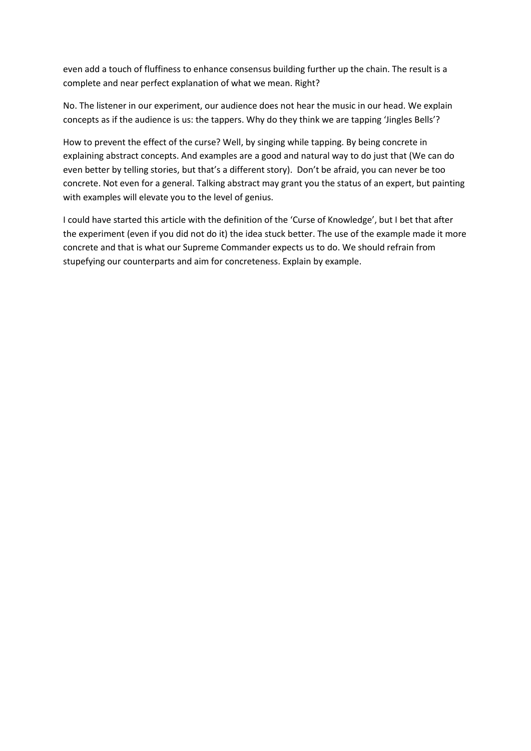even add a touch of fluffiness to enhance consensus building further up the chain. The result is a complete and near perfect explanation of what we mean. Right?

No. The listener in our experiment, our audience does not hear the music in our head. We explain concepts as if the audience is us: the tappers. Why do they think we are tapping 'Jingles Bells'?

How to prevent the effect of the curse? Well, by singing while tapping. By being concrete in explaining abstract concepts. And examples are a good and natural way to do just that (We can do even better by telling stories, but that's a different story). Don't be afraid, you can never be too concrete. Not even for a general. Talking abstract may grant you the status of an expert, but painting with examples will elevate you to the level of genius.

I could have started this article with the definition of the 'Curse of Knowledge', but I bet that after the experiment (even if you did not do it) the idea stuck better. The use of the example made it more concrete and that is what our Supreme Commander expects us to do. We should refrain from stupefying our counterparts and aim for concreteness. Explain by example.